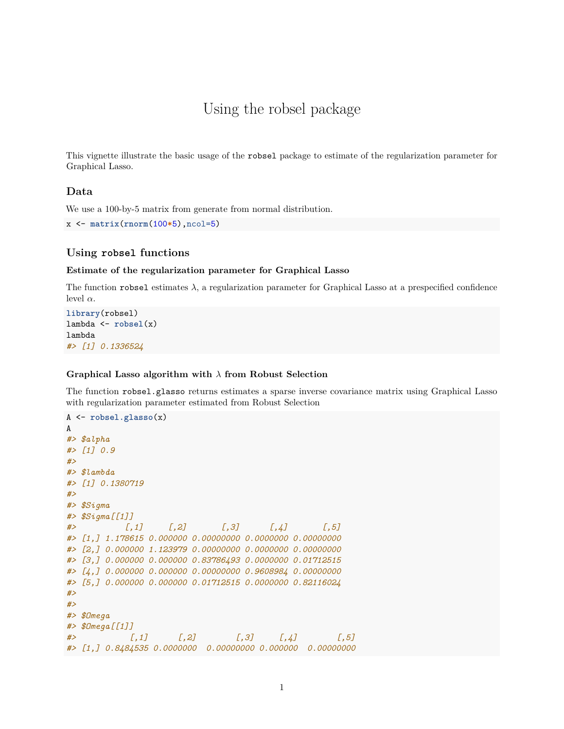# Using the robsel package

This vignette illustrate the basic usage of the `robsel` package to estimate of the regularization parameter for Graphical Lasso.

## Data

We use a 100-by-5 matrix from generate from normal distribution.

```
x <- matrix(rnorm(100*5),ncol=5)
```

## Using `robsel` functions

### Estimate of the regularization parameter for Graphical Lasso

The function `robsel` estimates $\lambda$, a regularization parameter for Graphical Lasso at a prespecified confidence level $\alpha$.

```
library(robsel)
lambda <- robsel(x)
lambda
#> [1] 0.1336524
```

### Graphical Lasso algorithm with $\lambda$ from Robust Selection

The function `robsel.glasso` returns estimates a sparse inverse covariance matrix using Graphical Lasso with regularization parameter estimated from Robust Selection

```
A <- robsel.glasso(x)
A
#> $alpha
#> [1] 0.9
#> 
#> $lambda
#> [1] 0.1380719
#> 
#> $Sigma
#> $Sigma[[1]]
#>          [,1]     [,2]       [,3]      [,4]       [,5]
#> [1,] 1.178615 0.000000 0.00000000 0.0000000 0.00000000
#> [2,] 0.000000 1.123979 0.00000000 0.0000000 0.00000000
#> [3,] 0.000000 0.000000 0.83786493 0.0000000 0.01712515
#> [4,] 0.000000 0.000000 0.00000000 0.9608984 0.00000000
#> [5,] 0.000000 0.000000 0.01712515 0.0000000 0.82116024
#> 
#> 
#> $Omega
#> $Omega[[1]]
#>           [,1]      [,2]        [,3]     [,4]        [,5]
#> [1,] 0.8484535 0.0000000  0.00000000 0.000000  0.00000000
```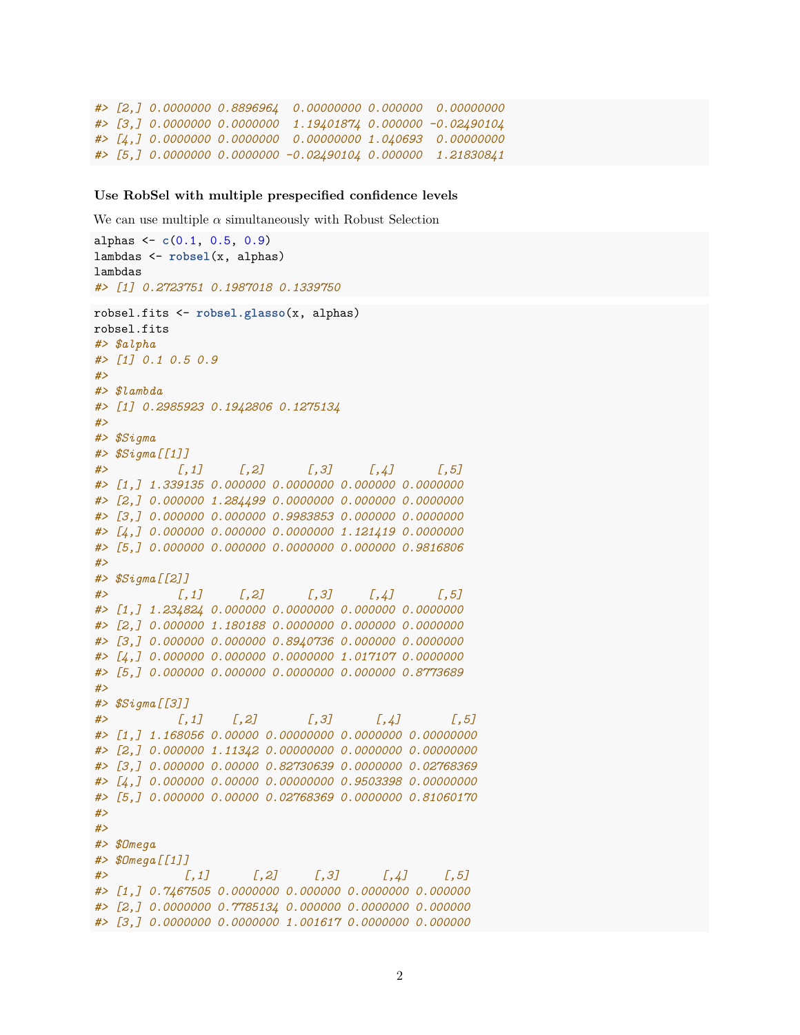```
#> [2,] 0.0000000 0.8896964  0.00000000 0.000000  0.00000000
#> [3,] 0.0000000 0.0000000  1.19401874 0.000000 -0.02490104
#> [4,] 0.0000000 0.0000000  0.00000000 1.040693  0.00000000
#> [5,] 0.0000000 0.0000000 -0.02490104 0.000000  1.21830841
```

### Use RobSel with multiple prespecified confidence levels

We can use multiple $\alpha$ simultaneously with Robust Selection

```
alphas <- c(0.1, 0.5, 0.9)
lambdas <- robsel(x, alphas)
lambdas
#> [1] 0.2723751 0.1987018 0.1339750
```

```
robsel.fits <- robsel.glasso(x, alphas)
robsel.fits
#> $alpha
#> [1] 0.1 0.5 0.9
#>
#> $lambda
#> [1] 0.2985923 0.1942806 0.1275134
#>
#> $Sigma
#> $Sigma[[1]]
#>          [,1]     [,2]      [,3]     [,4]      [,5]
#> [1,] 1.339135 0.000000 0.0000000 0.000000 0.0000000
#> [2,] 0.000000 1.284499 0.0000000 0.000000 0.0000000
#> [3,] 0.000000 0.000000 0.9983853 0.000000 0.0000000
#> [4,] 0.000000 0.000000 0.0000000 1.121419 0.0000000
#> [5,] 0.000000 0.000000 0.0000000 0.000000 0.9816806
#>
#> $Sigma[[2]]
#>          [,1]     [,2]      [,3]     [,4]      [,5]
#> [1,] 1.234824 0.000000 0.0000000 0.000000 0.0000000
#> [2,] 0.000000 1.180188 0.0000000 0.000000 0.0000000
#> [3,] 0.000000 0.000000 0.8940736 0.000000 0.0000000
#> [4,] 0.000000 0.000000 0.0000000 1.017107 0.0000000
#> [5,] 0.000000 0.000000 0.0000000 0.000000 0.8773689
#>
#> $Sigma[[3]]
#>          [,1]    [,2]       [,3]      [,4]       [,5]
#> [1,] 1.168056 0.00000 0.00000000 0.0000000 0.00000000
#> [2,] 0.000000 1.11342 0.00000000 0.0000000 0.00000000
#> [3,] 0.000000 0.00000 0.82730639 0.0000000 0.02768369
#> [4,] 0.000000 0.00000 0.00000000 0.9503398 0.00000000
#> [5,] 0.000000 0.00000 0.02768369 0.0000000 0.81060170
#>
#>
#> $Omega
#> $Omega[[1]]
#>           [,1]      [,2]     [,3]      [,4]     [,5]
#> [1,] 0.7467505 0.0000000 0.000000 0.0000000 0.000000
#> [2,] 0.0000000 0.7785134 0.000000 0.0000000 0.000000
#> [3,] 0.0000000 0.0000000 1.001617 0.0000000 0.000000
```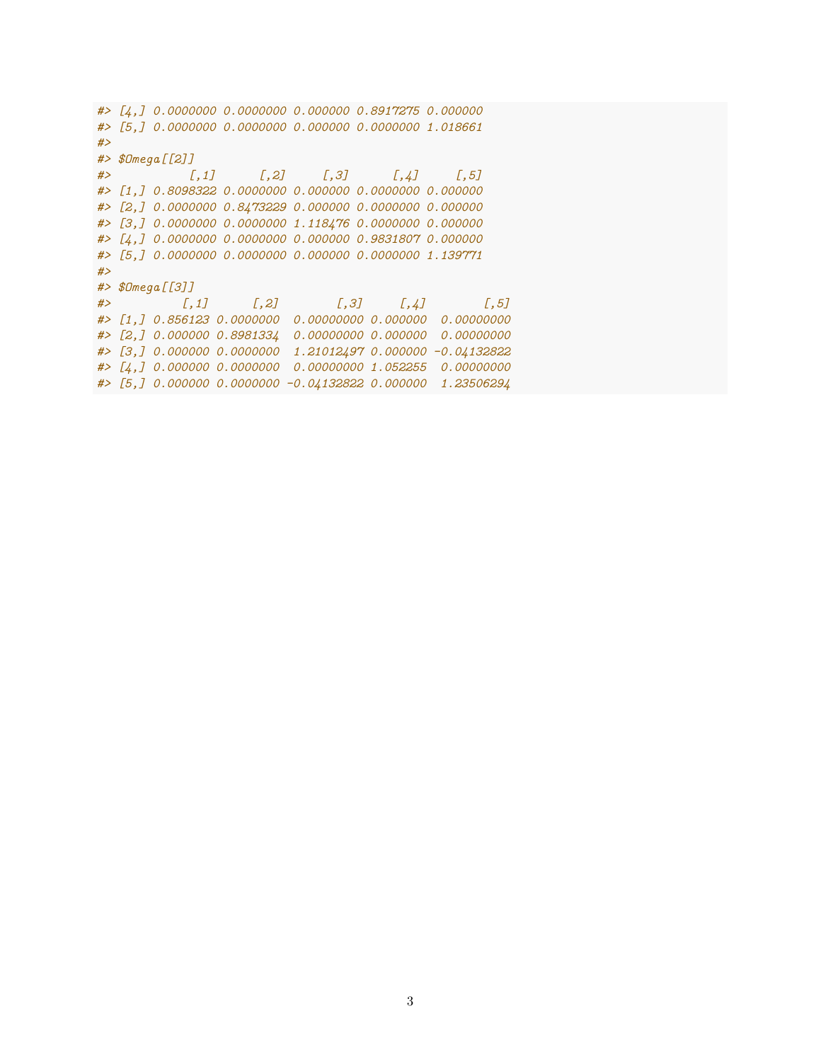```
#> [4,] 0.0000000 0.0000000 0.000000 0.8917275 0.000000
#> [5,] 0.0000000 0.0000000 0.000000 0.0000000 1.018661
#> 
#> $Omega[[2]]
#>           [,1]      [,2]     [,3]      [,4]     [,5]
#> [1,] 0.8098322 0.0000000 0.000000 0.0000000 0.000000
#> [2,] 0.0000000 0.8473229 0.000000 0.0000000 0.000000
#> [3,] 0.0000000 0.0000000 1.118476 0.0000000 0.000000
#> [4,] 0.0000000 0.0000000 0.000000 0.9831807 0.000000
#> [5,] 0.0000000 0.0000000 0.000000 0.0000000 1.139771
#> 
#> $Omega[[3]]
#>          [,1]      [,2]        [,3]     [,4]        [,5]
#> [1,] 0.856123 0.0000000  0.00000000 0.000000  0.00000000
#> [2,] 0.000000 0.8981334  0.00000000 0.000000  0.00000000
#> [3,] 0.000000 0.0000000  1.21012497 0.000000 -0.04132822
#> [4,] 0.000000 0.0000000  0.00000000 1.052255  0.00000000
#> [5,] 0.000000 0.0000000 -0.04132822 0.000000  1.23506294
```